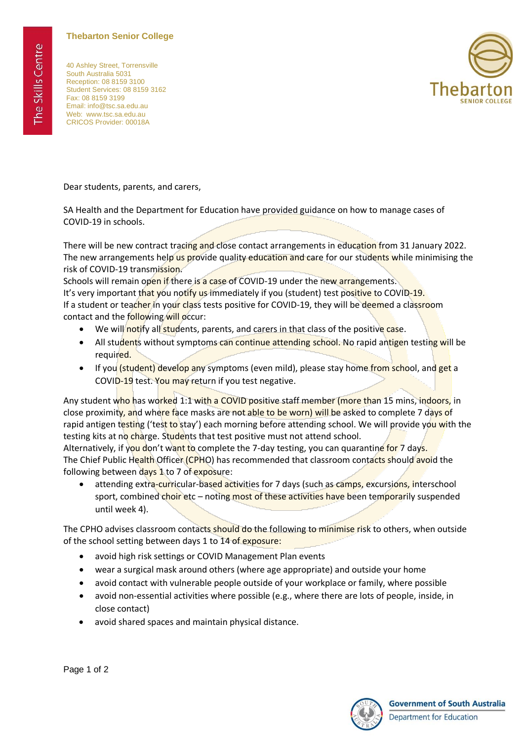**Thebarton Senior College**

40 Ashley Street, Torrensville
South Australia 5031
Reception: 08 8159 3100
Student Services: 08 8159 3162
Fax: 08 8159 3199
Email: info@tsc.sa.edu.au
Web: www.tsc.sa.edu.au
CRICOS Provider: 00018A

Dear students, parents, and carers,

SA Health and the Department for Education have provided guidance on how to manage cases of COVID-19 in schools.

There will be new contract tracing and close contact arrangements in education from 31 January 2022. The new arrangements help us provide quality education and care for our students while minimising the risk of COVID-19 transmission.
Schools will remain open if there is a case of COVID-19 under the new arrangements.
It's very important that you notify us immediately if you (student) test positive to COVID-19.
If a student or teacher in your class tests positive for COVID-19, they will be deemed a classroom contact and the following will occur:

- We will notify all students, parents, and carers in that class of the positive case.
- All students without symptoms can continue attending school. No rapid antigen testing will be required.
- If you (student) develop any symptoms (even mild), please stay home from school, and get a COVID-19 test. You may return if you test negative.

Any student who has worked 1:1 with a COVID positive staff member (more than 15 mins, indoors, in close proximity, and where face masks are not able to be worn) will be asked to complete 7 days of rapid antigen testing ('test to stay') each morning before attending school. We will provide you with the testing kits at no charge. Students that test positive must not attend school.
Alternatively, if you don't want to complete the 7-day testing, you can quarantine for 7 days.
The Chief Public Health Officer (CPHO) has recommended that classroom contacts should avoid the following between days 1 to 7 of exposure:

- attending extra-curricular-based activities for 7 days (such as camps, excursions, interschool sport, combined choir etc – noting most of these activities have been temporarily suspended until week 4).

The CPHO advises classroom contacts should do the following to minimise risk to others, when outside of the school setting between days 1 to 14 of exposure:

- avoid high risk settings or COVID Management Plan events
- wear a surgical mask around others (where age appropriate) and outside your home
- avoid contact with vulnerable people outside of your workplace or family, where possible
- avoid non-essential activities where possible (e.g., where there are lots of people, inside, in close contact)
- avoid shared spaces and maintain physical distance.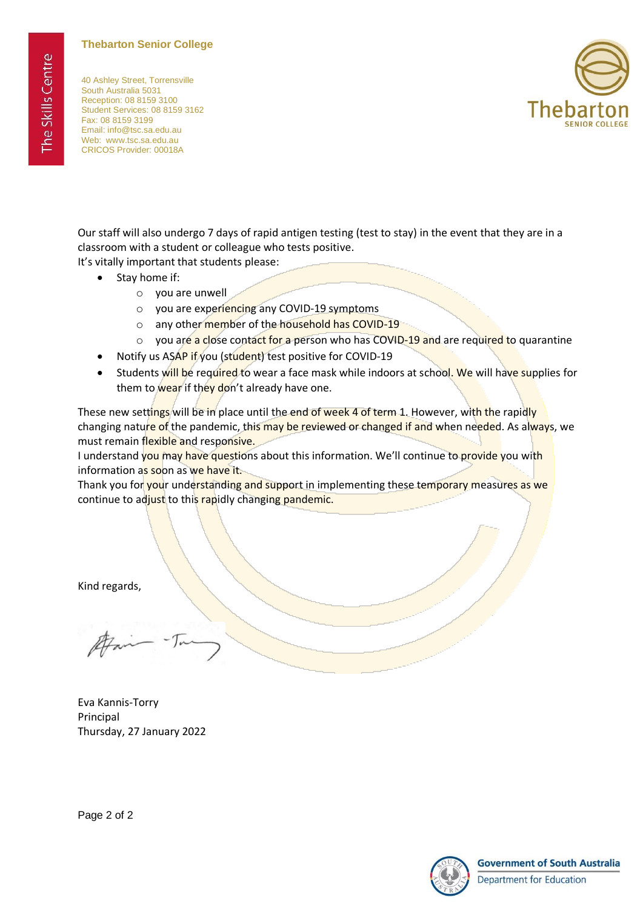Thebarton Senior College

40 Ashley Street, Torrensville
South Australia 5031
Reception: 08 8159 3100
Student Services: 08 8159 3162
Fax: 08 8159 3199
Email: info@tsc.sa.edu.au
Web: www.tsc.sa.edu.au
CRICOS Provider: 00018A

Our staff will also undergo 7 days of rapid antigen testing (test to stay) in the event that they are in a classroom with a student or colleague who tests positive.
It's vitally important that students please:

- Stay home if:
  - you are unwell
  - you are experiencing any COVID-19 symptoms
  - any other member of the household has COVID-19
  - you are a close contact for a person who has COVID-19 and are required to quarantine
- Notify us ASAP if you (student) test positive for COVID-19
- Students will be required to wear a face mask while indoors at school. We will have supplies for them to wear if they don't already have one.

These new settings will be in place until the end of week 4 of term 1. However, with the rapidly changing nature of the pandemic, this may be reviewed or changed if and when needed. As always, we must remain flexible and responsive.
I understand you may have questions about this information. We'll continue to provide you with information as soon as we have it.
Thank you for your understanding and support in implementing these temporary measures as we continue to adjust to this rapidly changing pandemic.

Kind regards,

Eva Kannis-Torry
Principal
Thursday, 27 January 2022

Government of South Australia
Department for Education